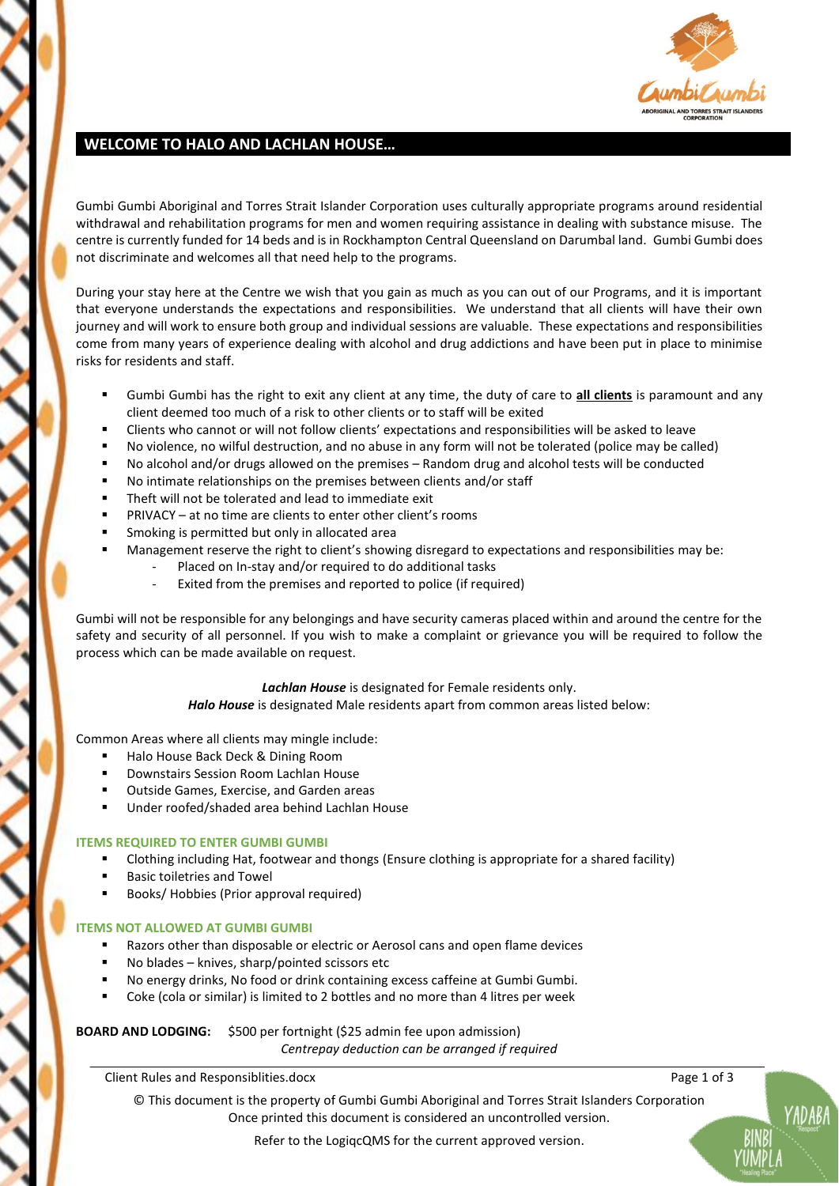## WELCOME TO HALO AND LACHLAN HOUSE…

Gumbi Gumbi Aboriginal and Torres Strait Islander Corporation uses culturally appropriate programs around residential withdrawal and rehabilitation programs for men and women requiring assistance in dealing with substance misuse. The centre is currently funded for 14 beds and is in Rockhampton Central Queensland on Darumbal land. Gumbi Gumbi does not discriminate and welcomes all that need help to the programs.

During your stay here at the Centre we wish that you gain as much as you can out of our Programs, and it is important that everyone understands the expectations and responsibilities. We understand that all clients will have their own journey and will work to ensure both group and individual sessions are valuable. These expectations and responsibilities come from many years of experience dealing with alcohol and drug addictions and have been put in place to minimise risks for residents and staff.

- Gumbi Gumbi has the right to exit any client at any time, the duty of care to **all clients** is paramount and any client deemed too much of a risk to other clients or to staff will be exited
- Clients who cannot or will not follow clients' expectations and responsibilities will be asked to leave
- No violence, no wilful destruction, and no abuse in any form will not be tolerated (police may be called)
- No alcohol and/or drugs allowed on the premises – Random drug and alcohol tests will be conducted
- No intimate relationships on the premises between clients and/or staff
- Theft will not be tolerated and lead to immediate exit
- PRIVACY – at no time are clients to enter other client's rooms
- Smoking is permitted but only in allocated area
- Management reserve the right to client's showing disregard to expectations and responsibilities may be:
  - Placed on In-stay and/or required to do additional tasks
  - Exited from the premises and reported to police (if required)

Gumbi will not be responsible for any belongings and have security cameras placed within and around the centre for the safety and security of all personnel. If you wish to make a complaint or grievance you will be required to follow the process which can be made available on request.

***Lachlan House*** is designated for Female residents only.
***Halo House*** is designated Male residents apart from common areas listed below:

Common Areas where all clients may mingle include:

- Halo House Back Deck & Dining Room
- Downstairs Session Room Lachlan House
- Outside Games, Exercise, and Garden areas
- Under roofed/shaded area behind Lachlan House

### ITEMS REQUIRED TO ENTER GUMBI GUMBI

- Clothing including Hat, footwear and thongs (Ensure clothing is appropriate for a shared facility)
- Basic toiletries and Towel
- Books/ Hobbies (Prior approval required)

### ITEMS NOT ALLOWED AT GUMBI GUMBI

- Razors other than disposable or electric or Aerosol cans and open flame devices
- No blades – knives, sharp/pointed scissors etc
- No energy drinks, No food or drink containing excess caffeine at Gumbi Gumbi.
- Coke (cola or similar) is limited to 2 bottles and no more than 4 litres per week

**BOARD AND LODGING:** $500 per fortnight ($25 admin fee upon admission)
*Centrepay deduction can be arranged if required*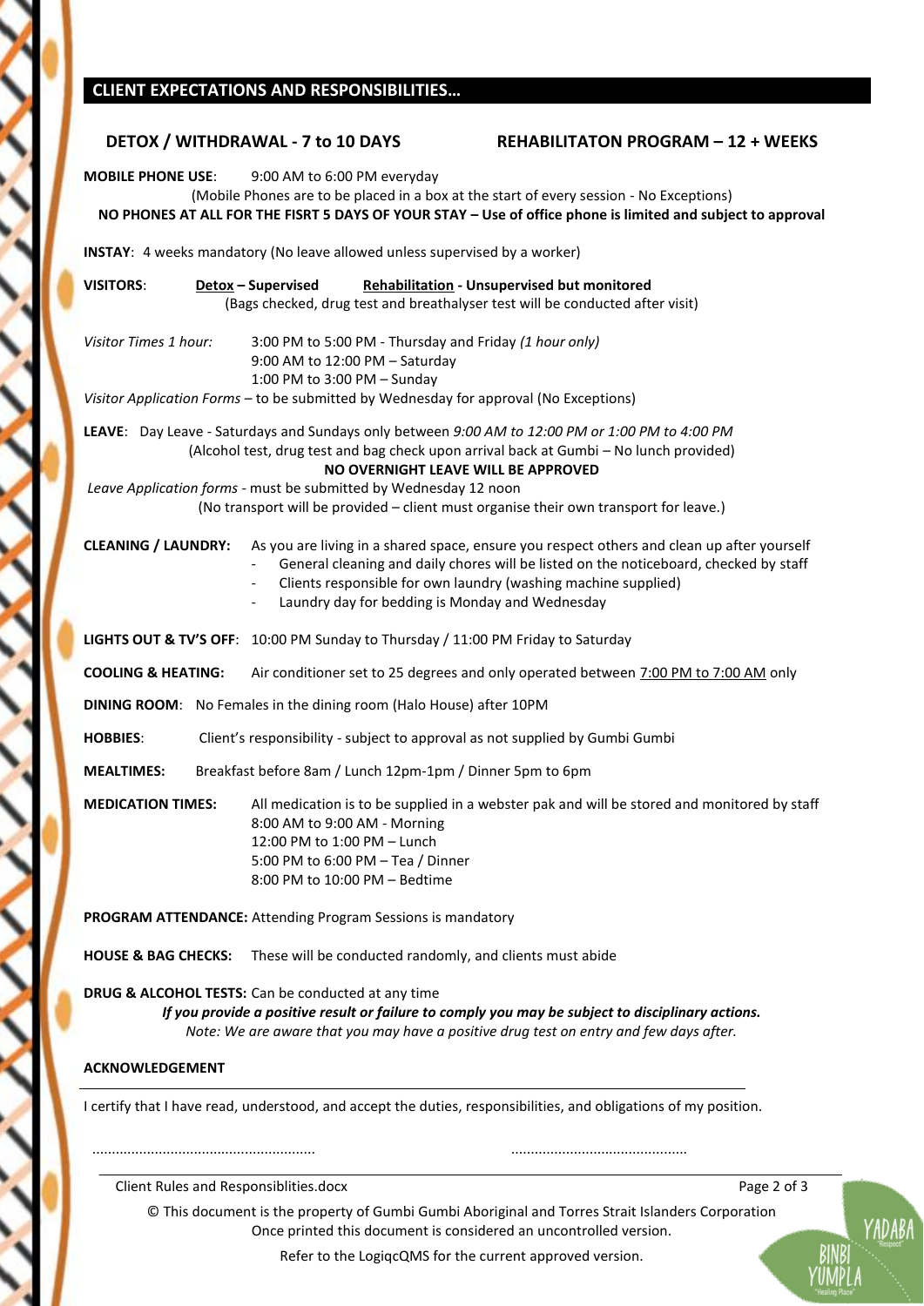## CLIENT EXPECTATIONS AND RESPONSIBILITIES…

**DETOX / WITHDRAWAL - 7 to 10 DAYS** **REHABILITATON PROGRAM – 12 + WEEKS**

**MOBILE PHONE USE**: 9:00 AM to 6:00 PM everyday
(Mobile Phones are to be placed in a box at the start of every session - No Exceptions)
**NO PHONES AT ALL FOR THE FISRT 5 DAYS OF YOUR STAY – Use of office phone is limited and subject to approval**

**INSTAY**: 4 weeks mandatory (No leave allowed unless supervised by a worker)

**VISITORS**: **Detox – Supervised** **Rehabilitation - Unsupervised but monitored**
(Bags checked, drug test and breathalyser test will be conducted after visit)

*Visitor Times 1 hour:* 3:00 PM to 5:00 PM - Thursday and Friday *(1 hour only)*
9:00 AM to 12:00 PM – Saturday
1:00 PM to 3:00 PM – Sunday
*Visitor Application Forms* – to be submitted by Wednesday for approval (No Exceptions)

**LEAVE**: Day Leave - Saturdays and Sundays only between *9:00 AM to 12:00 PM or 1:00 PM to 4:00 PM*
(Alcohol test, drug test and bag check upon arrival back at Gumbi – No lunch provided)
**NO OVERNIGHT LEAVE WILL BE APPROVED**
*Leave Application forms* - must be submitted by Wednesday 12 noon
(No transport will be provided – client must organise their own transport for leave.)

**CLEANING / LAUNDRY:** As you are living in a shared space, ensure you respect others and clean up after yourself
- General cleaning and daily chores will be listed on the noticeboard, checked by staff
- Clients responsible for own laundry (washing machine supplied)
- Laundry day for bedding is Monday and Wednesday

**LIGHTS OUT & TV'S OFF**: 10:00 PM Sunday to Thursday / 11:00 PM Friday to Saturday

**COOLING & HEATING:** Air conditioner set to 25 degrees and only operated between 7:00 PM to 7:00 AM only

**DINING ROOM**: No Females in the dining room (Halo House) after 10PM

**HOBBIES**: Client's responsibility - subject to approval as not supplied by Gumbi Gumbi

**MEALTIMES:** Breakfast before 8am / Lunch 12pm-1pm / Dinner 5pm to 6pm

**MEDICATION TIMES:** All medication is to be supplied in a webster pak and will be stored and monitored by staff
8:00 AM to 9:00 AM - Morning
12:00 PM to 1:00 PM – Lunch
5:00 PM to 6:00 PM – Tea / Dinner
8:00 PM to 10:00 PM – Bedtime

**PROGRAM ATTENDANCE:** Attending Program Sessions is mandatory

**HOUSE & BAG CHECKS:** These will be conducted randomly, and clients must abide

**DRUG & ALCOHOL TESTS:** Can be conducted at any time
***If you provide a positive result or failure to comply you may be subject to disciplinary actions.***
*Note: We are aware that you may have a positive drug test on entry and few days after.*

**ACKNOWLEDGEMENT**

I certify that I have read, understood, and accept the duties, responsibilities, and obligations of my position.

........................................................ ............................................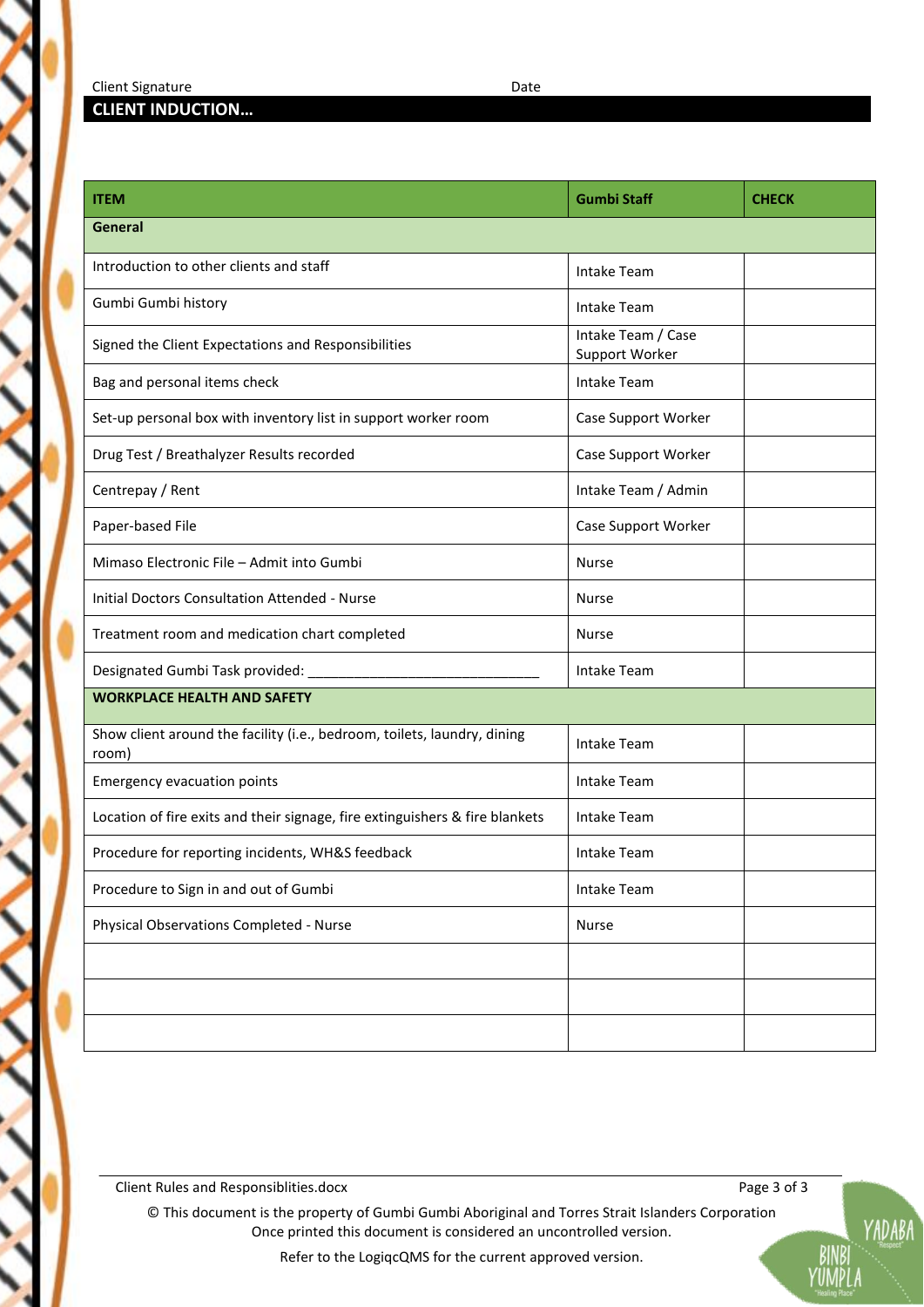Client Signature Date

## CLIENT INDUCTION…

| ITEM | Gumbi Staff | CHECK |
|---|---|---|
| **General** | | |
| Introduction to other clients and staff | Intake Team | |
| Gumbi Gumbi history | Intake Team | |
| Signed the Client Expectations and Responsibilities | Intake Team / Case Support Worker | |
| Bag and personal items check | Intake Team | |
| Set-up personal box with inventory list in support worker room | Case Support Worker | |
| Drug Test / Breathalyzer Results recorded | Case Support Worker | |
| Centrepay / Rent | Intake Team / Admin | |
| Paper-based File | Case Support Worker | |
| Mimaso Electronic File – Admit into Gumbi | Nurse | |
| Initial Doctors Consultation Attended - Nurse | Nurse | |
| Treatment room and medication chart completed | Nurse | |
| Designated Gumbi Task provided: ______________________________ | Intake Team | |
| **WORKPLACE HEALTH AND SAFETY** | | |
| Show client around the facility (i.e., bedroom, toilets, laundry, dining room) | Intake Team | |
| Emergency evacuation points | Intake Team | |
| Location of fire exits and their signage, fire extinguishers & fire blankets | Intake Team | |
| Procedure for reporting incidents, WH&S feedback | Intake Team | |
| Procedure to Sign in and out of Gumbi | Intake Team | |
| Physical Observations Completed - Nurse | Nurse | |
| | | |
| | | |
| | | |

Client Rules and Responsiblities.docx

© This document is the property of Gumbi Gumbi Aboriginal and Torres Strait Islanders Corporation
Once printed this document is considered an uncontrolled version.

Refer to the LogiqcQMS for the current approved version.